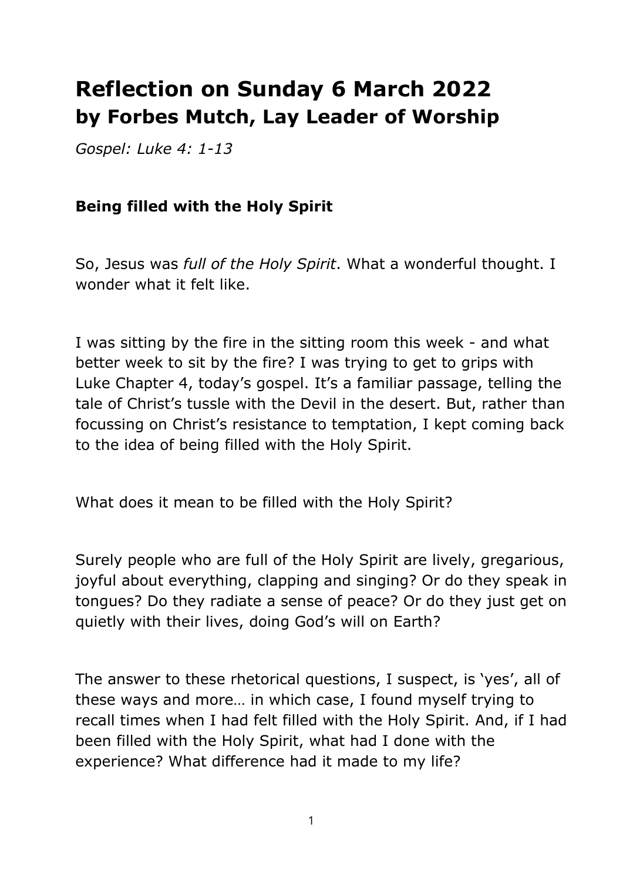# Reflection on Sunday 6 March 2022
## by Forbes Mutch, Lay Leader of Worship

*Gospel: Luke 4: 1-13*

### Being filled with the Holy Spirit

So, Jesus was *full of the Holy Spirit*. What a wonderful thought. I wonder what it felt like.

I was sitting by the fire in the sitting room this week - and what better week to sit by the fire? I was trying to get to grips with Luke Chapter 4, today's gospel. It's a familiar passage, telling the tale of Christ's tussle with the Devil in the desert. But, rather than focussing on Christ's resistance to temptation, I kept coming back to the idea of being filled with the Holy Spirit.

What does it mean to be filled with the Holy Spirit?

Surely people who are full of the Holy Spirit are lively, gregarious, joyful about everything, clapping and singing? Or do they speak in tongues? Do they radiate a sense of peace? Or do they just get on quietly with their lives, doing God's will on Earth?

The answer to these rhetorical questions, I suspect, is 'yes', all of these ways and more… in which case, I found myself trying to recall times when I had felt filled with the Holy Spirit. And, if I had been filled with the Holy Spirit, what had I done with the experience? What difference had it made to my life?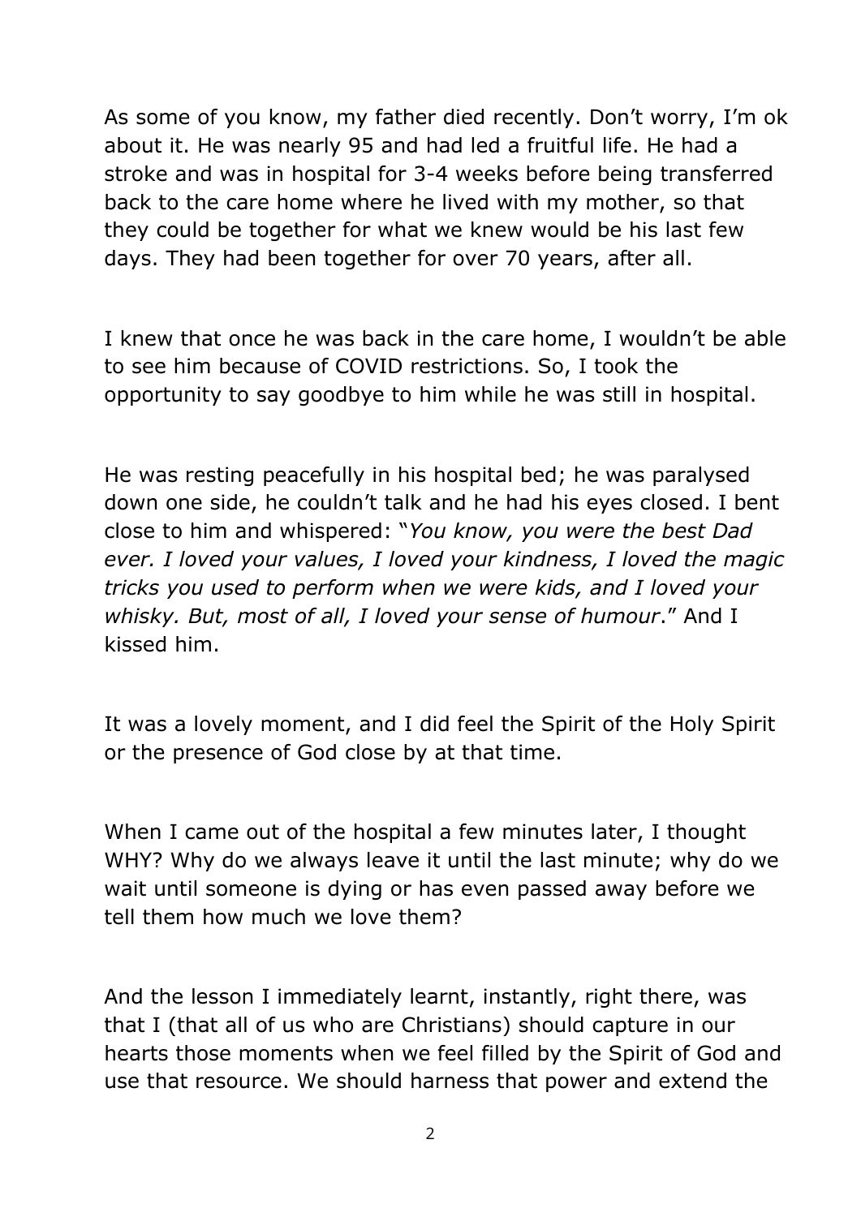As some of you know, my father died recently. Don't worry, I'm ok about it. He was nearly 95 and had led a fruitful life. He had a stroke and was in hospital for 3-4 weeks before being transferred back to the care home where he lived with my mother, so that they could be together for what we knew would be his last few days. They had been together for over 70 years, after all.

I knew that once he was back in the care home, I wouldn't be able to see him because of COVID restrictions. So, I took the opportunity to say goodbye to him while he was still in hospital.

He was resting peacefully in his hospital bed; he was paralysed down one side, he couldn't talk and he had his eyes closed. I bent close to him and whispered: "*You know, you were the best Dad ever. I loved your values, I loved your kindness, I loved the magic tricks you used to perform when we were kids, and I loved your whisky. But, most of all, I loved your sense of humour*." And I kissed him.

It was a lovely moment, and I did feel the Spirit of the Holy Spirit or the presence of God close by at that time.

When I came out of the hospital a few minutes later, I thought WHY? Why do we always leave it until the last minute; why do we wait until someone is dying or has even passed away before we tell them how much we love them?

And the lesson I immediately learnt, instantly, right there, was that I (that all of us who are Christians) should capture in our hearts those moments when we feel filled by the Spirit of God and use that resource. We should harness that power and extend the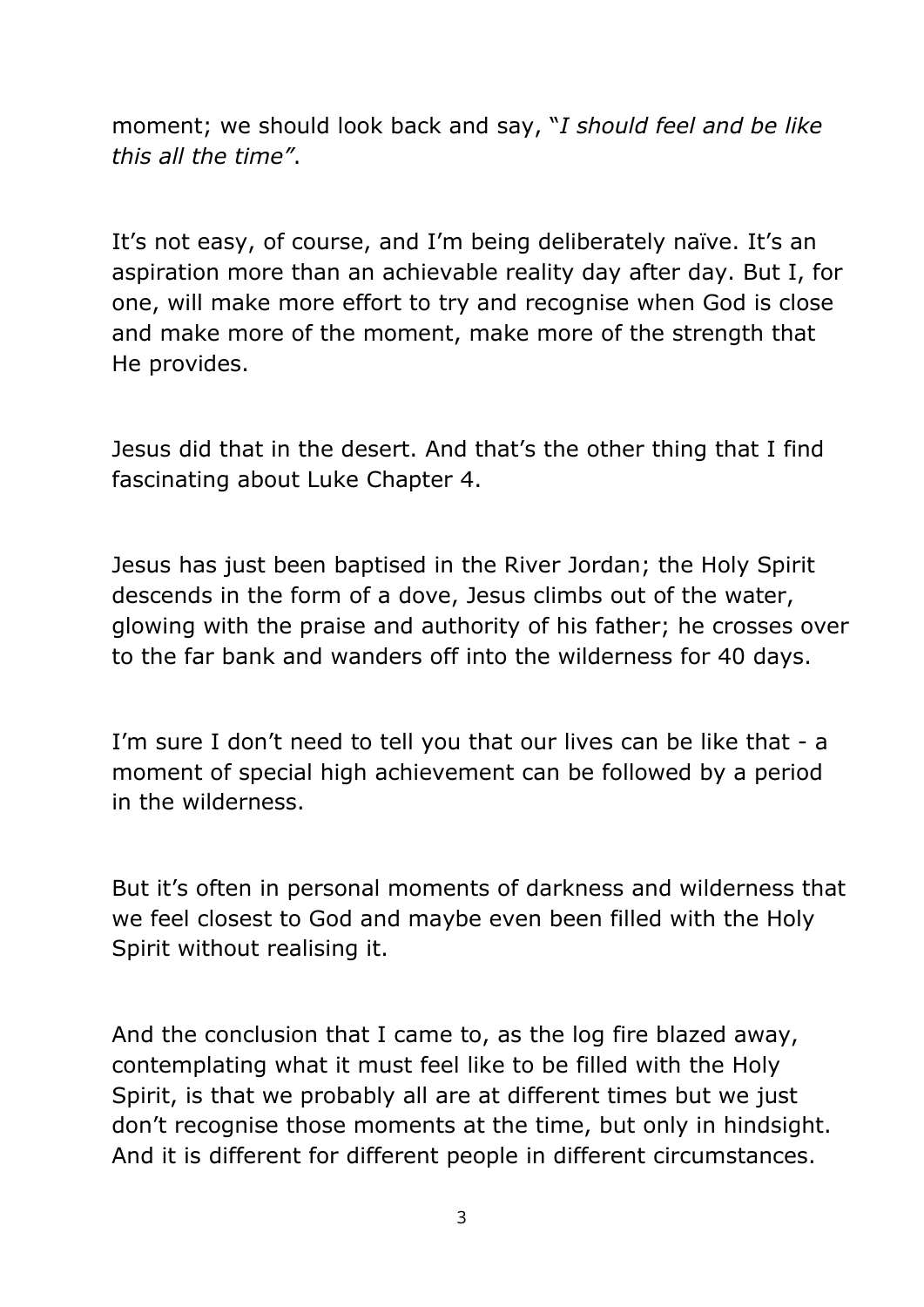moment; we should look back and say, "*I should feel and be like this all the time"*.

It's not easy, of course, and I'm being deliberately naïve. It's an aspiration more than an achievable reality day after day. But I, for one, will make more effort to try and recognise when God is close and make more of the moment, make more of the strength that He provides.

Jesus did that in the desert. And that's the other thing that I find fascinating about Luke Chapter 4.

Jesus has just been baptised in the River Jordan; the Holy Spirit descends in the form of a dove, Jesus climbs out of the water, glowing with the praise and authority of his father; he crosses over to the far bank and wanders off into the wilderness for 40 days.

I'm sure I don't need to tell you that our lives can be like that - a moment of special high achievement can be followed by a period in the wilderness.

But it's often in personal moments of darkness and wilderness that we feel closest to God and maybe even been filled with the Holy Spirit without realising it.

And the conclusion that I came to, as the log fire blazed away, contemplating what it must feel like to be filled with the Holy Spirit, is that we probably all are at different times but we just don't recognise those moments at the time, but only in hindsight. And it is different for different people in different circumstances.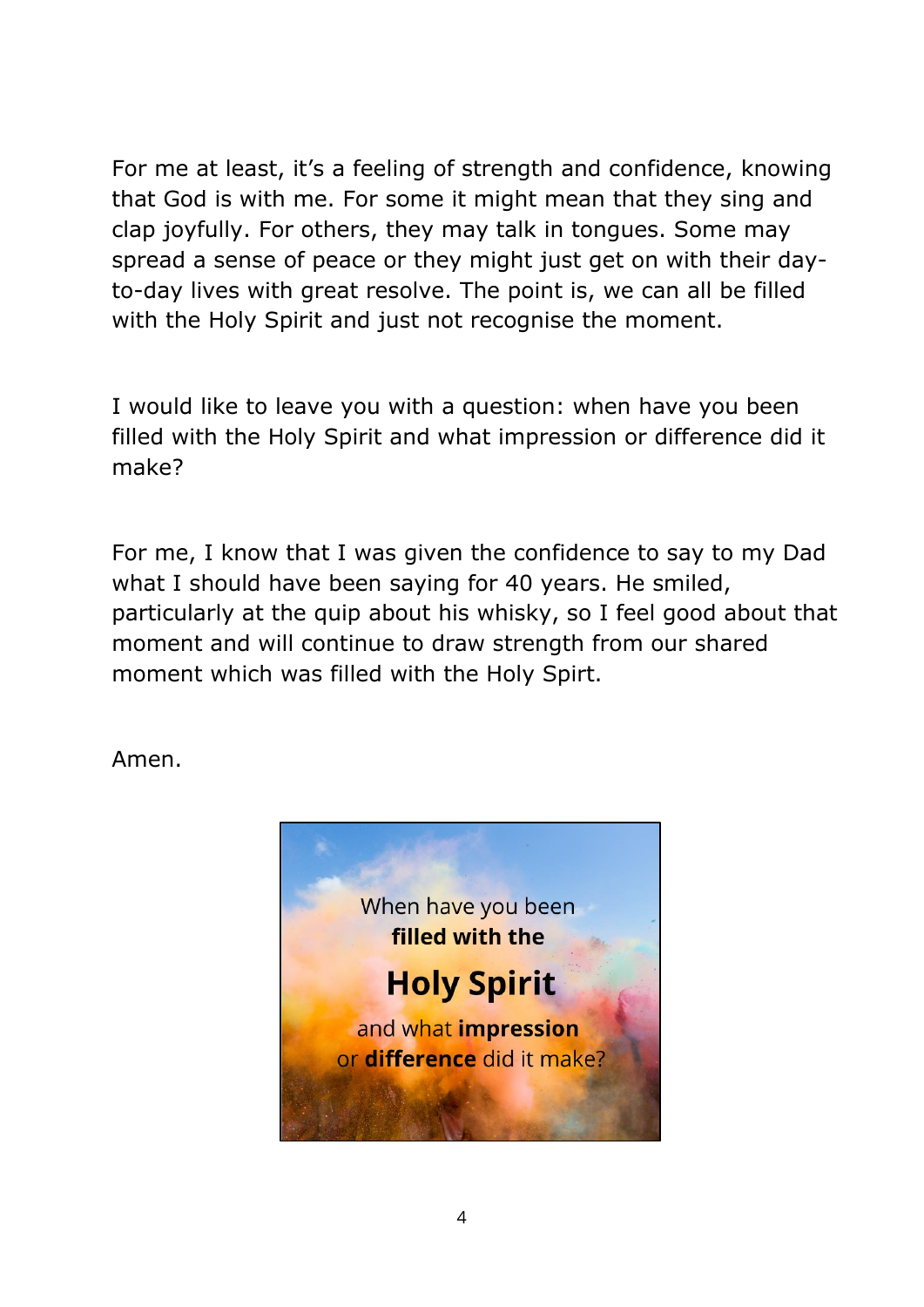For me at least, it's a feeling of strength and confidence, knowing that God is with me. For some it might mean that they sing and clap joyfully. For others, they may talk in tongues. Some may spread a sense of peace or they might just get on with their day-to-day lives with great resolve. The point is, we can all be filled with the Holy Spirit and just not recognise the moment.

I would like to leave you with a question: when have you been filled with the Holy Spirit and what impression or difference did it make?

For me, I know that I was given the confidence to say to my Dad what I should have been saying for 40 years. He smiled, particularly at the quip about his whisky, so I feel good about that moment and will continue to draw strength from our shared moment which was filled with the Holy Spirt.

Amen.

When have you been
**filled with the**
**Holy Spirit**
and what **impression**
or **difference** did it make?